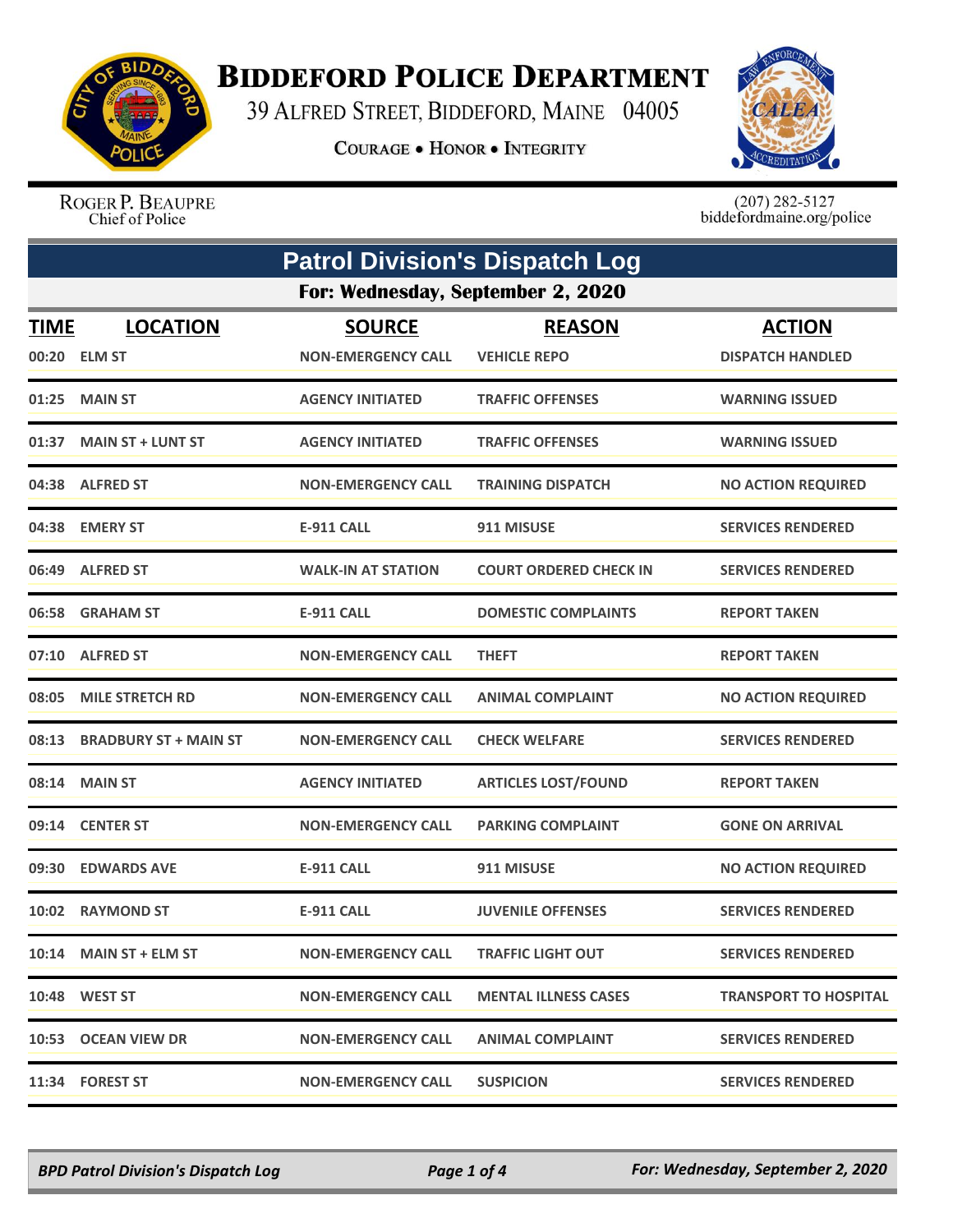# Biddeford Police Department

39 Alfred Street, Biddeford, Maine 04005

Courage • Honor • Integrity

Roger P. Beaupre
Chief of Police

(207) 282-5127
biddefordmaine.org/police

## Patrol Division's Dispatch Log

### For: Wednesday, September 2, 2020

| TIME | LOCATION | SOURCE | REASON | ACTION |
|---|---|---|---|---|
| 00:20 | ELM ST | NON-EMERGENCY CALL | VEHICLE REPO | DISPATCH HANDLED |
| 01:25 | MAIN ST | AGENCY INITIATED | TRAFFIC OFFENSES | WARNING ISSUED |
| 01:37 | MAIN ST + LUNT ST | AGENCY INITIATED | TRAFFIC OFFENSES | WARNING ISSUED |
| 04:38 | ALFRED ST | NON-EMERGENCY CALL | TRAINING DISPATCH | NO ACTION REQUIRED |
| 04:38 | EMERY ST | E-911 CALL | 911 MISUSE | SERVICES RENDERED |
| 06:49 | ALFRED ST | WALK-IN AT STATION | COURT ORDERED CHECK IN | SERVICES RENDERED |
| 06:58 | GRAHAM ST | E-911 CALL | DOMESTIC COMPLAINTS | REPORT TAKEN |
| 07:10 | ALFRED ST | NON-EMERGENCY CALL | THEFT | REPORT TAKEN |
| 08:05 | MILE STRETCH RD | NON-EMERGENCY CALL | ANIMAL COMPLAINT | NO ACTION REQUIRED |
| 08:13 | BRADBURY ST + MAIN ST | NON-EMERGENCY CALL | CHECK WELFARE | SERVICES RENDERED |
| 08:14 | MAIN ST | AGENCY INITIATED | ARTICLES LOST/FOUND | REPORT TAKEN |
| 09:14 | CENTER ST | NON-EMERGENCY CALL | PARKING COMPLAINT | GONE ON ARRIVAL |
| 09:30 | EDWARDS AVE | E-911 CALL | 911 MISUSE | NO ACTION REQUIRED |
| 10:02 | RAYMOND ST | E-911 CALL | JUVENILE OFFENSES | SERVICES RENDERED |
| 10:14 | MAIN ST + ELM ST | NON-EMERGENCY CALL | TRAFFIC LIGHT OUT | SERVICES RENDERED |
| 10:48 | WEST ST | NON-EMERGENCY CALL | MENTAL ILLNESS CASES | TRANSPORT TO HOSPITAL |
| 10:53 | OCEAN VIEW DR | NON-EMERGENCY CALL | ANIMAL COMPLAINT | SERVICES RENDERED |
| 11:34 | FOREST ST | NON-EMERGENCY CALL | SUSPICION | SERVICES RENDERED |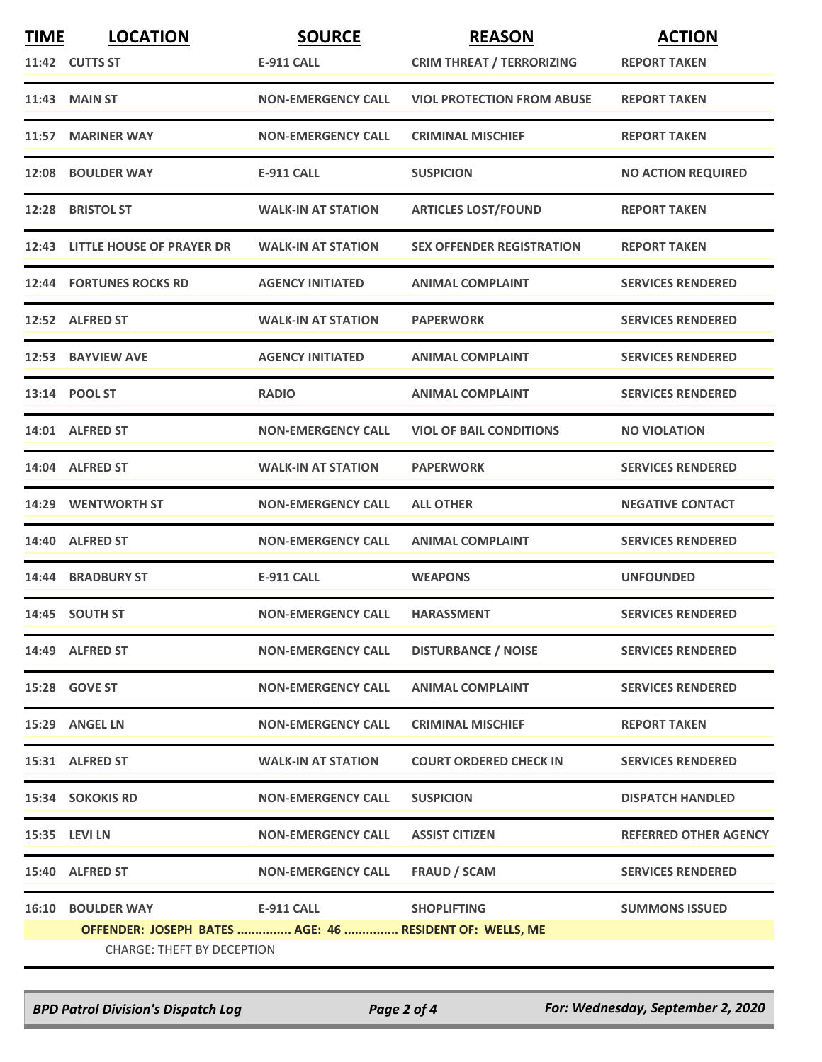| TIME | LOCATION | SOURCE | REASON | ACTION |
|---|---|---|---|---|
| 11:42 | CUTTS ST | E-911 CALL | CRIM THREAT / TERRORIZING | REPORT TAKEN |
| 11:43 | MAIN ST | NON-EMERGENCY CALL | VIOL PROTECTION FROM ABUSE | REPORT TAKEN |
| 11:57 | MARINER WAY | NON-EMERGENCY CALL | CRIMINAL MISCHIEF | REPORT TAKEN |
| 12:08 | BOULDER WAY | E-911 CALL | SUSPICION | NO ACTION REQUIRED |
| 12:28 | BRISTOL ST | WALK-IN AT STATION | ARTICLES LOST/FOUND | REPORT TAKEN |
| 12:43 | LITTLE HOUSE OF PRAYER DR | WALK-IN AT STATION | SEX OFFENDER REGISTRATION | REPORT TAKEN |
| 12:44 | FORTUNES ROCKS RD | AGENCY INITIATED | ANIMAL COMPLAINT | SERVICES RENDERED |
| 12:52 | ALFRED ST | WALK-IN AT STATION | PAPERWORK | SERVICES RENDERED |
| 12:53 | BAYVIEW AVE | AGENCY INITIATED | ANIMAL COMPLAINT | SERVICES RENDERED |
| 13:14 | POOL ST | RADIO | ANIMAL COMPLAINT | SERVICES RENDERED |
| 14:01 | ALFRED ST | NON-EMERGENCY CALL | VIOL OF BAIL CONDITIONS | NO VIOLATION |
| 14:04 | ALFRED ST | WALK-IN AT STATION | PAPERWORK | SERVICES RENDERED |
| 14:29 | WENTWORTH ST | NON-EMERGENCY CALL | ALL OTHER | NEGATIVE CONTACT |
| 14:40 | ALFRED ST | NON-EMERGENCY CALL | ANIMAL COMPLAINT | SERVICES RENDERED |
| 14:44 | BRADBURY ST | E-911 CALL | WEAPONS | UNFOUNDED |
| 14:45 | SOUTH ST | NON-EMERGENCY CALL | HARASSMENT | SERVICES RENDERED |
| 14:49 | ALFRED ST | NON-EMERGENCY CALL | DISTURBANCE / NOISE | SERVICES RENDERED |
| 15:28 | GOVE ST | NON-EMERGENCY CALL | ANIMAL COMPLAINT | SERVICES RENDERED |
| 15:29 | ANGEL LN | NON-EMERGENCY CALL | CRIMINAL MISCHIEF | REPORT TAKEN |
| 15:31 | ALFRED ST | WALK-IN AT STATION | COURT ORDERED CHECK IN | SERVICES RENDERED |
| 15:34 | SOKOKIS RD | NON-EMERGENCY CALL | SUSPICION | DISPATCH HANDLED |
| 15:35 | LEVI LN | NON-EMERGENCY CALL | ASSIST CITIZEN | REFERRED OTHER AGENCY |
| 15:40 | ALFRED ST | NON-EMERGENCY CALL | FRAUD / SCAM | SERVICES RENDERED |
| 16:10 | BOULDER WAY | E-911 CALL | SHOPLIFTING | SUMMONS ISSUED |

**OFFENDER: JOSEPH BATES ............... AGE: 46 ............... RESIDENT OF: WELLS, ME**

CHARGE: THEFT BY DECEPTION

*BPD Patrol Division's Dispatch Log* — *For: Wednesday, September 2, 2020*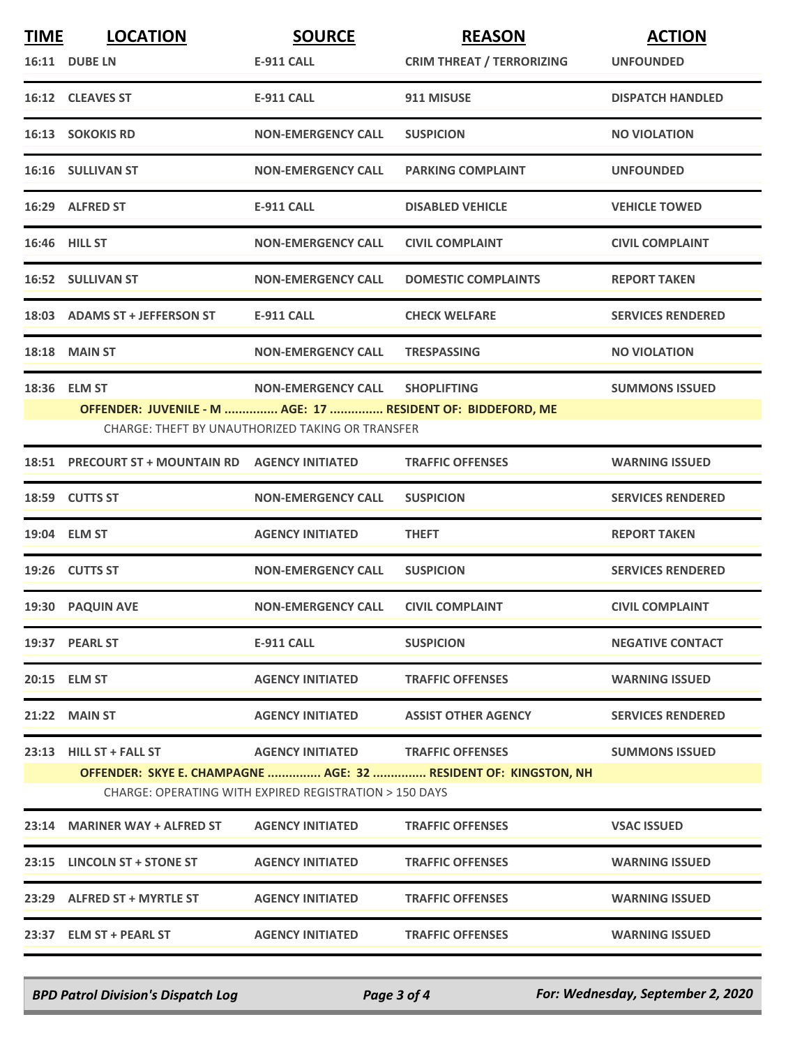| TIME | LOCATION | SOURCE | REASON | ACTION |
|---|---|---|---|---|
| 16:11 | DUBE LN | E-911 CALL | CRIM THREAT / TERRORIZING | UNFOUNDED |
| 16:12 | CLEAVES ST | E-911 CALL | 911 MISUSE | DISPATCH HANDLED |
| 16:13 | SOKOKIS RD | NON-EMERGENCY CALL | SUSPICION | NO VIOLATION |
| 16:16 | SULLIVAN ST | NON-EMERGENCY CALL | PARKING COMPLAINT | UNFOUNDED |
| 16:29 | ALFRED ST | E-911 CALL | DISABLED VEHICLE | VEHICLE TOWED |
| 16:46 | HILL ST | NON-EMERGENCY CALL | CIVIL COMPLAINT | CIVIL COMPLAINT |
| 16:52 | SULLIVAN ST | NON-EMERGENCY CALL | DOMESTIC COMPLAINTS | REPORT TAKEN |
| 18:03 | ADAMS ST + JEFFERSON ST | E-911 CALL | CHECK WELFARE | SERVICES RENDERED |
| 18:18 | MAIN ST | NON-EMERGENCY CALL | TRESPASSING | NO VIOLATION |
| 18:36 | ELM ST | NON-EMERGENCY CALL | SHOPLIFTING | SUMMONS ISSUED |
| | OFFENDER: JUVENILE - M ............... AGE: 17 ............... RESIDENT OF: BIDDEFORD, ME | | | |
| | CHARGE: THEFT BY UNAUTHORIZED TAKING OR TRANSFER | | | |
| 18:51 | PRECOURT ST + MOUNTAIN RD | AGENCY INITIATED | TRAFFIC OFFENSES | WARNING ISSUED |
| 18:59 | CUTTS ST | NON-EMERGENCY CALL | SUSPICION | SERVICES RENDERED |
| 19:04 | ELM ST | AGENCY INITIATED | THEFT | REPORT TAKEN |
| 19:26 | CUTTS ST | NON-EMERGENCY CALL | SUSPICION | SERVICES RENDERED |
| 19:30 | PAQUIN AVE | NON-EMERGENCY CALL | CIVIL COMPLAINT | CIVIL COMPLAINT |
| 19:37 | PEARL ST | E-911 CALL | SUSPICION | NEGATIVE CONTACT |
| 20:15 | ELM ST | AGENCY INITIATED | TRAFFIC OFFENSES | WARNING ISSUED |
| 21:22 | MAIN ST | AGENCY INITIATED | ASSIST OTHER AGENCY | SERVICES RENDERED |
| 23:13 | HILL ST + FALL ST | AGENCY INITIATED | TRAFFIC OFFENSES | SUMMONS ISSUED |
| | OFFENDER: SKYE E. CHAMPAGNE ............... AGE: 32 ............... RESIDENT OF: KINGSTON, NH | | | |
| | CHARGE: OPERATING WITH EXPIRED REGISTRATION > 150 DAYS | | | |
| 23:14 | MARINER WAY + ALFRED ST | AGENCY INITIATED | TRAFFIC OFFENSES | VSAC ISSUED |
| 23:15 | LINCOLN ST + STONE ST | AGENCY INITIATED | TRAFFIC OFFENSES | WARNING ISSUED |
| 23:29 | ALFRED ST + MYRTLE ST | AGENCY INITIATED | TRAFFIC OFFENSES | WARNING ISSUED |
| 23:37 | ELM ST + PEARL ST | AGENCY INITIATED | TRAFFIC OFFENSES | WARNING ISSUED |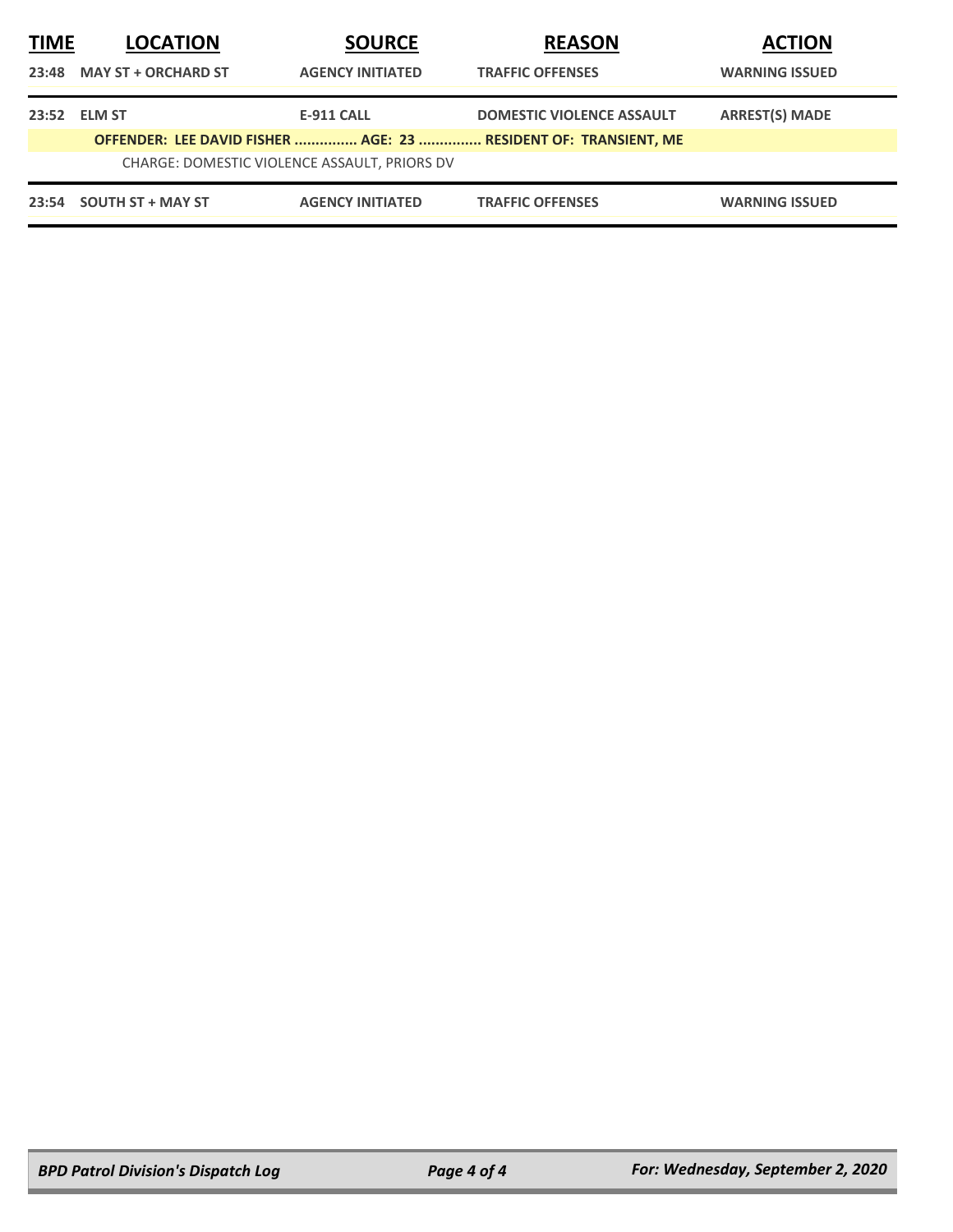| TIME | LOCATION | SOURCE | REASON | ACTION |
|---|---|---|---|---|
| 23:48 | MAY ST + ORCHARD ST | AGENCY INITIATED | TRAFFIC OFFENSES | WARNING ISSUED |
| 23:52 | ELM ST | E-911 CALL | DOMESTIC VIOLENCE ASSAULT | ARREST(S) MADE |
| | **OFFENDER: LEE DAVID FISHER ............... AGE: 23 ............... RESIDENT OF: TRANSIENT, ME** | | | |
| | CHARGE: DOMESTIC VIOLENCE ASSAULT, PRIORS DV | | | |
| 23:54 | SOUTH ST + MAY ST | AGENCY INITIATED | TRAFFIC OFFENSES | WARNING ISSUED |